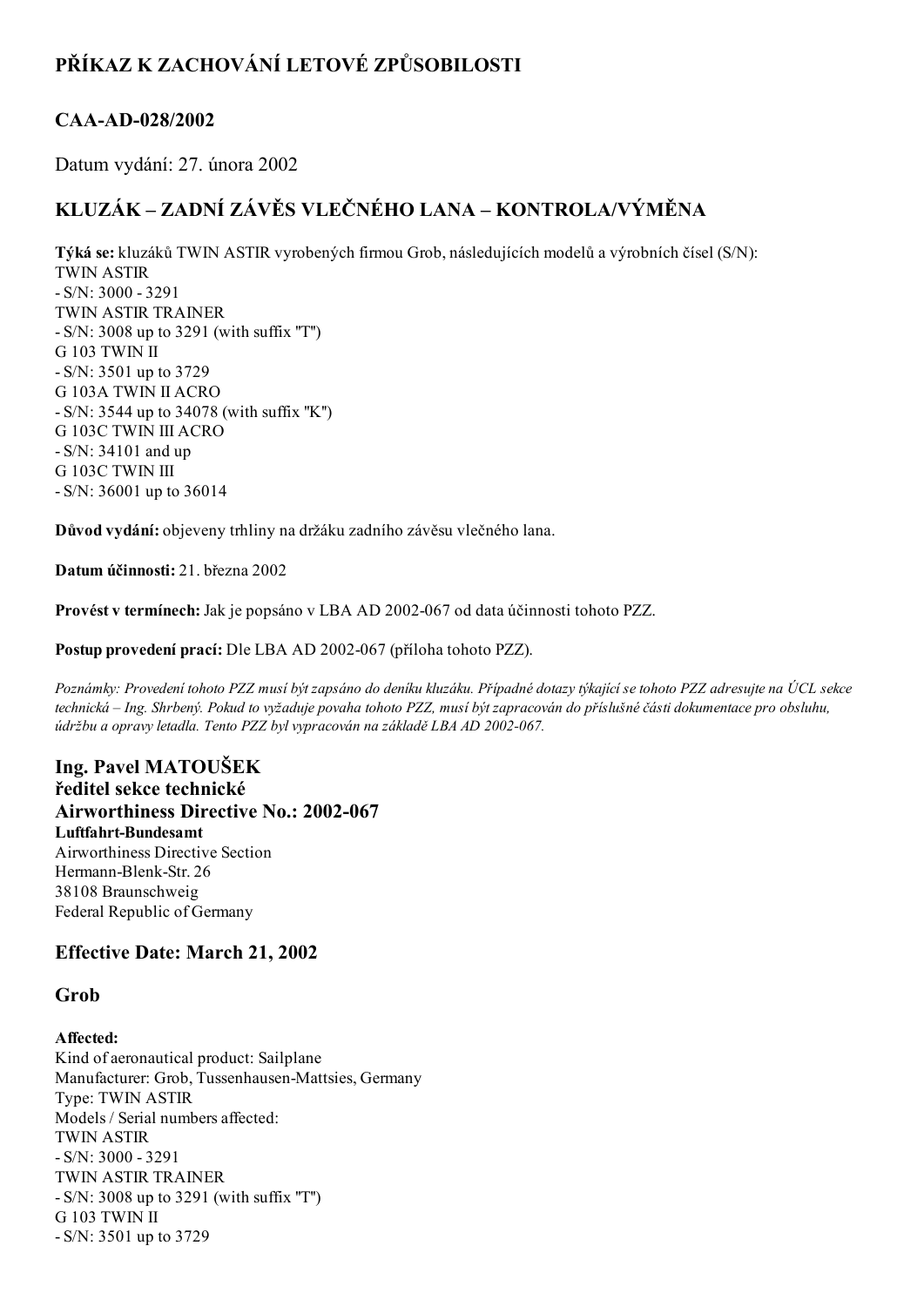# PŘÍKAZ K ZACHOVÁNÍ LETOVÉ ZPŮSOBILOSTI

## CAA-AD-028/2002

Datum vydání: 27. února 2002

## KLUZÁK – ZADNÍ ZÁVĚS VLEČNÉHO LANA – KONTROLA/VÝMĚNA

**Týká se:** kluzáků TWIN ASTIR vyrobených firmou Grob, následujících modelů a výrobních čísel (S/N):
TWIN ASTIR
- S/N: 3000 - 3291

TWIN ASTIR TRAINER
- S/N: 3008 up to 3291 (with suffix "T")

G 103 TWIN II
- S/N: 3501 up to 3729

G 103A TWIN II ACRO
- S/N: 3544 up to 34078 (with suffix "K")

G 103C TWIN III ACRO
- S/N: 34101 and up

G 103C TWIN III
- S/N: 36001 up to 36014

**Důvod vydání:** objeveny trhliny na držáku zadního závěsu vlečného lana.

**Datum účinnosti:** 21. března 2002

**Provést v termínech:** Jak je popsáno v LBA AD 2002-067 od data účinnosti tohoto PZZ.

**Postup provedení prací:** Dle LBA AD 2002-067 (příloha tohoto PZZ).

*Poznámky: Provedení tohoto PZZ musí být zapsáno do deníku kluzáku. Případné dotazy týkající se tohoto PZZ adresujte na ÚCL sekce technická – Ing. Shrbený. Pokud to vyžaduje povaha tohoto PZZ, musí být zapracován do příslušné části dokumentace pro obsluhu, údržbu a opravy letadla. Tento PZZ byl vypracován na základě LBA AD 2002-067.*

### Ing. Pavel MATOUŠEK
### ředitel sekce technické
### Airworthiness Directive No.: 2002-067

**Luftfahrt-Bundesamt**
Airworthiness Directive Section
Hermann-Blenk-Str. 26
38108 Braunschweig
Federal Republic of Germany

## Effective Date: March 21, 2002

## Grob

**Affected:**
Kind of aeronautical product: Sailplane
Manufacturer: Grob, Tussenhausen-Mattsies, Germany
Type: TWIN ASTIR
Models / Serial numbers affected:
TWIN ASTIR
- S/N: 3000 - 3291

TWIN ASTIR TRAINER
- S/N: 3008 up to 3291 (with suffix "T")

G 103 TWIN II
- S/N: 3501 up to 3729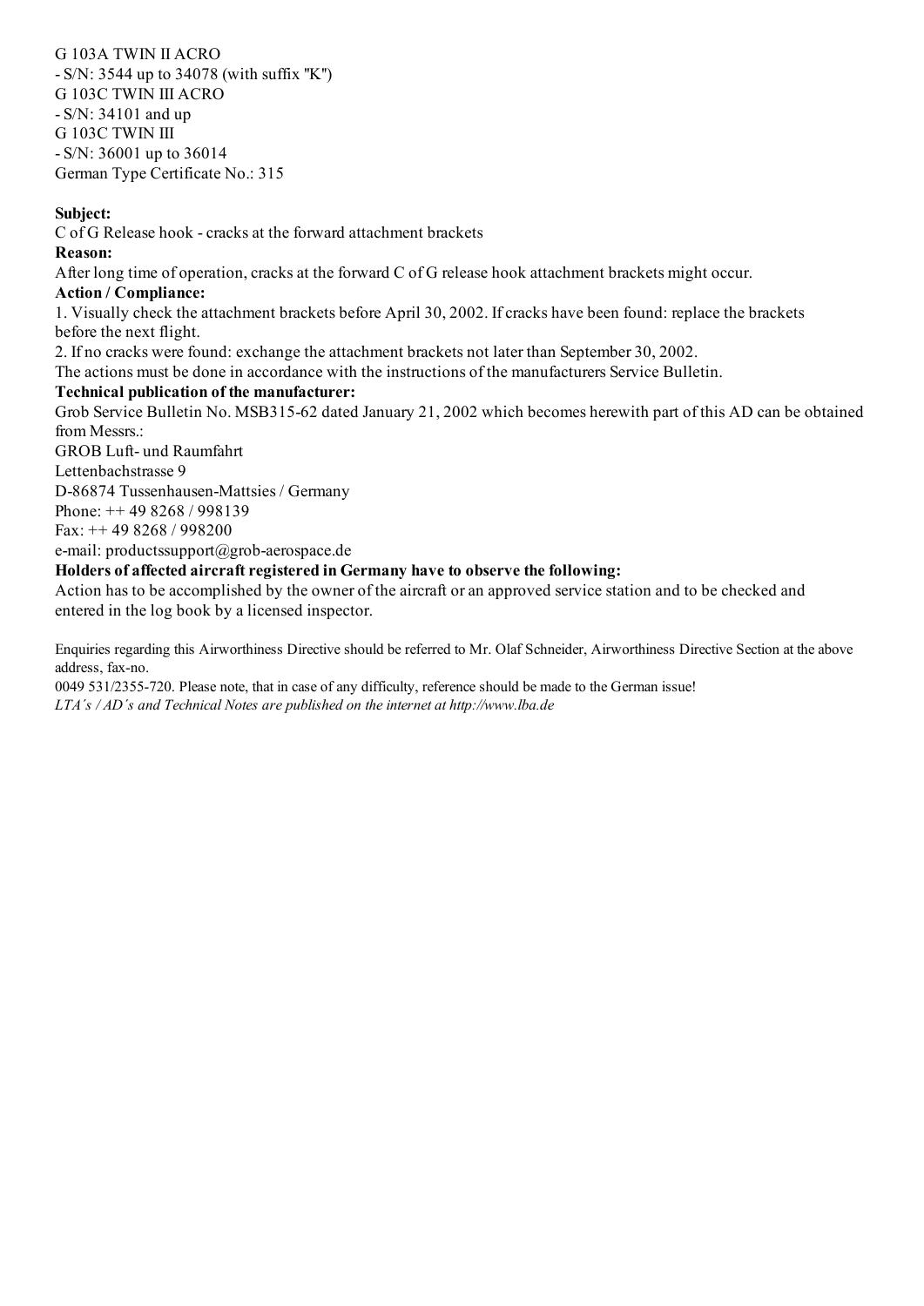G 103A TWIN II ACRO
- S/N: 3544 up to 34078 (with suffix "K")

G 103C TWIN III ACRO
- S/N: 34101 and up

G 103C TWIN III
- S/N: 36001 up to 36014

German Type Certificate No.: 315

**Subject:**
C of G Release hook - cracks at the forward attachment brackets

**Reason:**
After long time of operation, cracks at the forward C of G release hook attachment brackets might occur.

**Action / Compliance:**
1. Visually check the attachment brackets before April 30, 2002. If cracks have been found: replace the brackets before the next flight.
2. If no cracks were found: exchange the attachment brackets not later than September 30, 2002.

The actions must be done in accordance with the instructions of the manufacturers Service Bulletin.

**Technical publication of the manufacturer:**
Grob Service Bulletin No. MSB315-62 dated January 21, 2002 which becomes herewith part of this AD can be obtained from Messrs.:

GROB Luft- und Raumfahrt
Lettenbachstrasse 9
D-86874 Tussenhausen-Mattsies / Germany
Phone: ++ 49 8268 / 998139
Fax: ++ 49 8268 / 998200
e-mail: productssupport@grob-aerospace.de

**Holders of affected aircraft registered in Germany have to observe the following:**
Action has to be accomplished by the owner of the aircraft or an approved service station and to be checked and entered in the log book by a licensed inspector.

Enquiries regarding this Airworthiness Directive should be referred to Mr. Olaf Schneider, Airworthiness Directive Section at the above address, fax-no.
0049 531/2355-720. Please note, that in case of any difficulty, reference should be made to the German issue!
*LTA´s / AD´s and Technical Notes are published on the internet at http://www.lba.de*